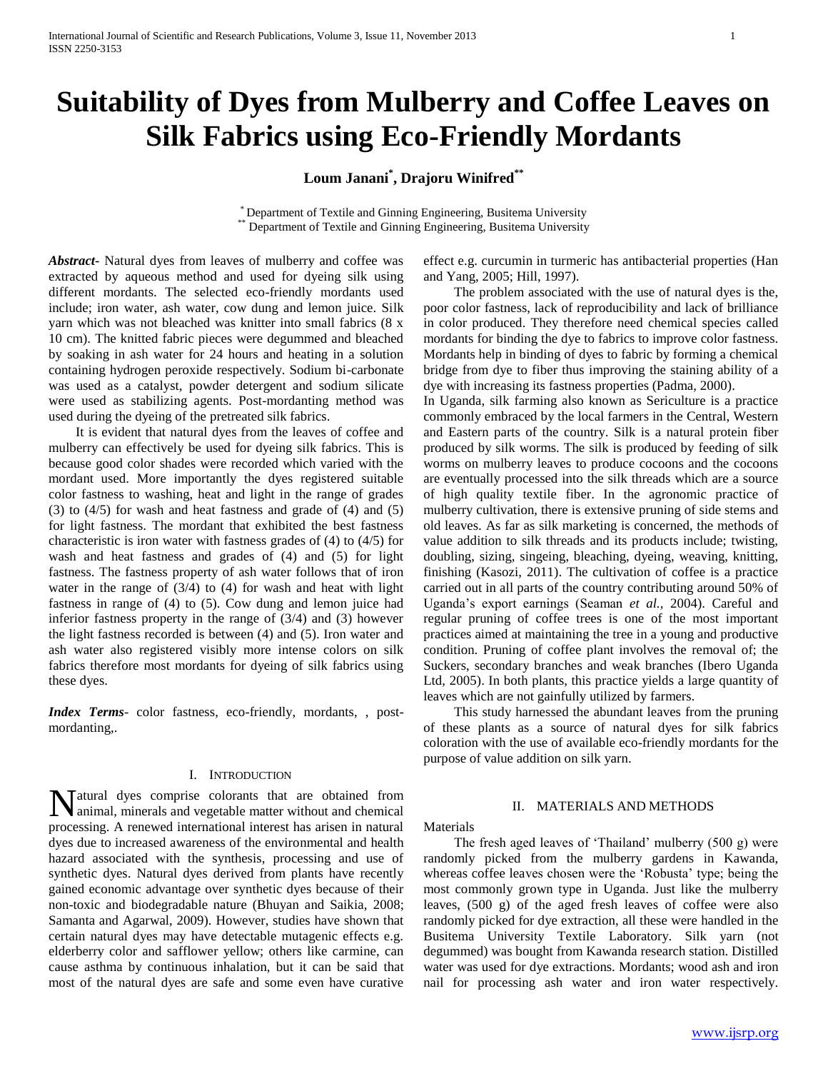# Suitability of Dyes from Mulberry and Coffee Leaves on Silk Fabrics using Eco-Friendly Mordants

**Loum Janani[*], Drajoru Winifred[**]**

[*] Department of Textile and Ginning Engineering, Busitema University
[**] Department of Textile and Ginning Engineering, Busitema University

***Abstract-*** Natural dyes from leaves of mulberry and coffee was extracted by aqueous method and used for dyeing silk using different mordants. The selected eco-friendly mordants used include; iron water, ash water, cow dung and lemon juice. Silk yarn which was not bleached was knitter into small fabrics (8 x 10 cm). The knitted fabric pieces were degummed and bleached by soaking in ash water for 24 hours and heating in a solution containing hydrogen peroxide respectively. Sodium bi-carbonate was used as a catalyst, powder detergent and sodium silicate were used as stabilizing agents. Post-mordanting method was used during the dyeing of the pretreated silk fabrics.

It is evident that natural dyes from the leaves of coffee and mulberry can effectively be used for dyeing silk fabrics. This is because good color shades were recorded which varied with the mordant used. More importantly the dyes registered suitable color fastness to washing, heat and light in the range of grades (3) to (4/5) for wash and heat fastness and grade of (4) and (5) for light fastness. The mordant that exhibited the best fastness characteristic is iron water with fastness grades of (4) to (4/5) for wash and heat fastness and grades of (4) and (5) for light fastness. The fastness property of ash water follows that of iron water in the range of (3/4) to (4) for wash and heat with light fastness in range of (4) to (5). Cow dung and lemon juice had inferior fastness property in the range of (3/4) and (3) however the light fastness recorded is between (4) and (5). Iron water and ash water also registered visibly more intense colors on silk fabrics therefore most mordants for dyeing of silk fabrics using these dyes.

***Index Terms*-** color fastness, eco-friendly, mordants, , post-mordanting,.

## I. Introduction

Natural dyes comprise colorants that are obtained from animal, minerals and vegetable matter without and chemical processing. A renewed international interest has arisen in natural dyes due to increased awareness of the environmental and health hazard associated with the synthesis, processing and use of synthetic dyes. Natural dyes derived from plants have recently gained economic advantage over synthetic dyes because of their non-toxic and biodegradable nature (Bhuyan and Saikia, 2008; Samanta and Agarwal, 2009). However, studies have shown that certain natural dyes may have detectable mutagenic effects e.g. elderberry color and safflower yellow; others like carmine, can cause asthma by continuous inhalation, but it can be said that most of the natural dyes are safe and some even have curative effect e.g. curcumin in turmeric has antibacterial properties (Han and Yang, 2005; Hill, 1997).

The problem associated with the use of natural dyes is the, poor color fastness, lack of reproducibility and lack of brilliance in color produced. They therefore need chemical species called mordants for binding the dye to fabrics to improve color fastness. Mordants help in binding of dyes to fabric by forming a chemical bridge from dye to fiber thus improving the staining ability of a dye with increasing its fastness properties (Padma, 2000).

In Uganda, silk farming also known as Sericulture is a practice commonly embraced by the local farmers in the Central, Western and Eastern parts of the country. Silk is a natural protein fiber produced by silk worms. The silk is produced by feeding of silk worms on mulberry leaves to produce cocoons and the cocoons are eventually processed into the silk threads which are a source of high quality textile fiber. In the agronomic practice of mulberry cultivation, there is extensive pruning of side stems and old leaves. As far as silk marketing is concerned, the methods of value addition to silk threads and its products include; twisting, doubling, sizing, singeing, bleaching, dyeing, weaving, knitting, finishing (Kasozi, 2011). The cultivation of coffee is a practice carried out in all parts of the country contributing around 50% of Uganda's export earnings (Seaman *et al.,* 2004). Careful and regular pruning of coffee trees is one of the most important practices aimed at maintaining the tree in a young and productive condition. Pruning of coffee plant involves the removal of; the Suckers, secondary branches and weak branches (Ibero Uganda Ltd, 2005). In both plants, this practice yields a large quantity of leaves which are not gainfully utilized by farmers.

This study harnessed the abundant leaves from the pruning of these plants as a source of natural dyes for silk fabrics coloration with the use of available eco-friendly mordants for the purpose of value addition on silk yarn.

## II. Materials and Methods

Materials

The fresh aged leaves of 'Thailand' mulberry (500 g) were randomly picked from the mulberry gardens in Kawanda, whereas coffee leaves chosen were the 'Robusta' type; being the most commonly grown type in Uganda. Just like the mulberry leaves, (500 g) of the aged fresh leaves of coffee were also randomly picked for dye extraction, all these were handled in the Busitema University Textile Laboratory. Silk yarn (not degummed) was bought from Kawanda research station. Distilled water was used for dye extractions. Mordants; wood ash and iron nail for processing ash water and iron water respectively.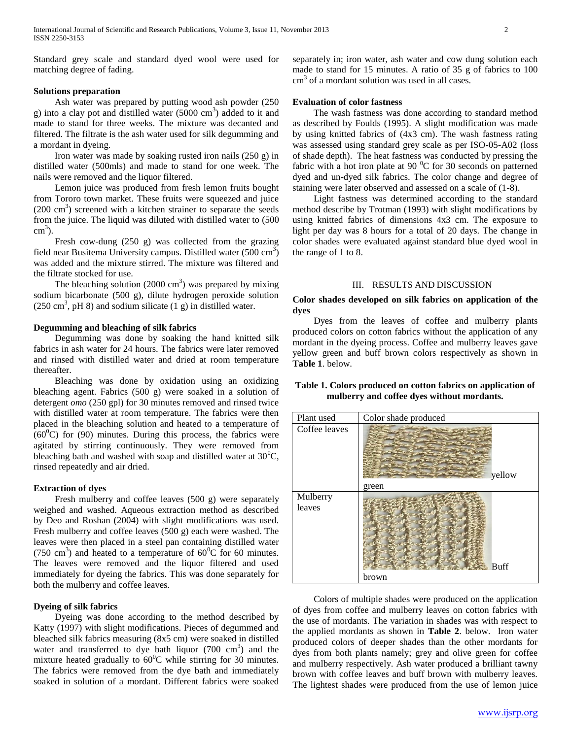Standard grey scale and standard dyed wool were used for matching degree of fading.

**Solutions preparation**

Ash water was prepared by putting wood ash powder (250 g) into a clay pot and distilled water (5000 $cm^3$) added to it and made to stand for three weeks. The mixture was decanted and filtered. The filtrate is the ash water used for silk degumming and a mordant in dyeing.

Iron water was made by soaking rusted iron nails (250 g) in distilled water (500mls) and made to stand for one week. The nails were removed and the liquor filtered.

Lemon juice was produced from fresh lemon fruits bought from Tororo town market. These fruits were squeezed and juice (200 $cm^3$) screened with a kitchen strainer to separate the seeds from the juice. The liquid was diluted with distilled water to (500 $cm^3$).

Fresh cow-dung (250 g) was collected from the grazing field near Busitema University campus. Distilled water (500 $cm^3$) was added and the mixture stirred. The mixture was filtered and the filtrate stocked for use.

The bleaching solution (2000 $cm^3$) was prepared by mixing sodium bicarbonate (500 g), dilute hydrogen peroxide solution (250 $cm^3$, pH 8) and sodium silicate (1 g) in distilled water.

**Degumming and bleaching of silk fabrics**

Degumming was done by soaking the hand knitted silk fabrics in ash water for 24 hours. The fabrics were later removed and rinsed with distilled water and dried at room temperature thereafter.

Bleaching was done by oxidation using an oxidizing bleaching agent. Fabrics (500 g) were soaked in a solution of detergent *omo* (250 gpl) for 30 minutes removed and rinsed twice with distilled water at room temperature. The fabrics were then placed in the bleaching solution and heated to a temperature of ($60^0$C) for (90) minutes. During this process, the fabrics were agitated by stirring continuously. They were removed from bleaching bath and washed with soap and distilled water at $30^0$C, rinsed repeatedly and air dried.

**Extraction of dyes**

Fresh mulberry and coffee leaves (500 g) were separately weighed and washed. Aqueous extraction method as described by Deo and Roshan (2004) with slight modifications was used. Fresh mulberry and coffee leaves (500 g) each were washed. The leaves were then placed in a steel pan containing distilled water (750 $cm^3$) and heated to a temperature of $60^0$C for 60 minutes. The leaves were removed and the liquor filtered and used immediately for dyeing the fabrics. This was done separately for both the mulberry and coffee leaves.

**Dyeing of silk fabrics**

Dyeing was done according to the method described by Katty (1997) with slight modifications. Pieces of degummed and bleached silk fabrics measuring (8x5 cm) were soaked in distilled water and transferred to dye bath liquor (700 $cm^3$) and the mixture heated gradually to $60^0$C while stirring for 30 minutes. The fabrics were removed from the dye bath and immediately soaked in solution of a mordant. Different fabrics were soaked separately in; iron water, ash water and cow dung solution each made to stand for 15 minutes. A ratio of 35 g of fabrics to 100 $cm^3$ of a mordant solution was used in all cases.

**Evaluation of color fastness**

The wash fastness was done according to standard method as described by Foulds (1995). A slight modification was made by using knitted fabrics of (4x3 cm). The wash fastness rating was assessed using standard grey scale as per ISO-05-A02 (loss of shade depth). The heat fastness was conducted by pressing the fabric with a hot iron plate at 90 $^0$C for 30 seconds on patterned dyed and un-dyed silk fabrics. The color change and degree of staining were later observed and assessed on a scale of (1-8).

Light fastness was determined according to the standard method describe by Trotman (1993) with slight modifications by using knitted fabrics of dimensions 4x3 cm. The exposure to light per day was 8 hours for a total of 20 days. The change in color shades were evaluated against standard blue dyed wool in the range of 1 to 8.

## III. RESULTS AND DISCUSSION

**Color shades developed on silk fabrics on application of the dyes**

Dyes from the leaves of coffee and mulberry plants produced colors on cotton fabrics without the application of any mordant in the dyeing process. Coffee and mulberry leaves gave yellow green and buff brown colors respectively as shown in **Table 1**. below.

**Table 1. Colors produced on cotton fabrics on application of mulberry and coffee dyes without mordants.**

| Plant used | Color shade produced |
|---|---|
| Coffee leaves | yellow green |
| Mulberry leaves | Buff brown |

Colors of multiple shades were produced on the application of dyes from coffee and mulberry leaves on cotton fabrics with the use of mordants. The variation in shades was with respect to the applied mordants as shown in **Table 2**. below. Iron water produced colors of deeper shades than the other mordants for dyes from both plants namely; grey and olive green for coffee and mulberry respectively. Ash water produced a brilliant tawny brown with coffee leaves and buff brown with mulberry leaves. The lightest shades were produced from the use of lemon juice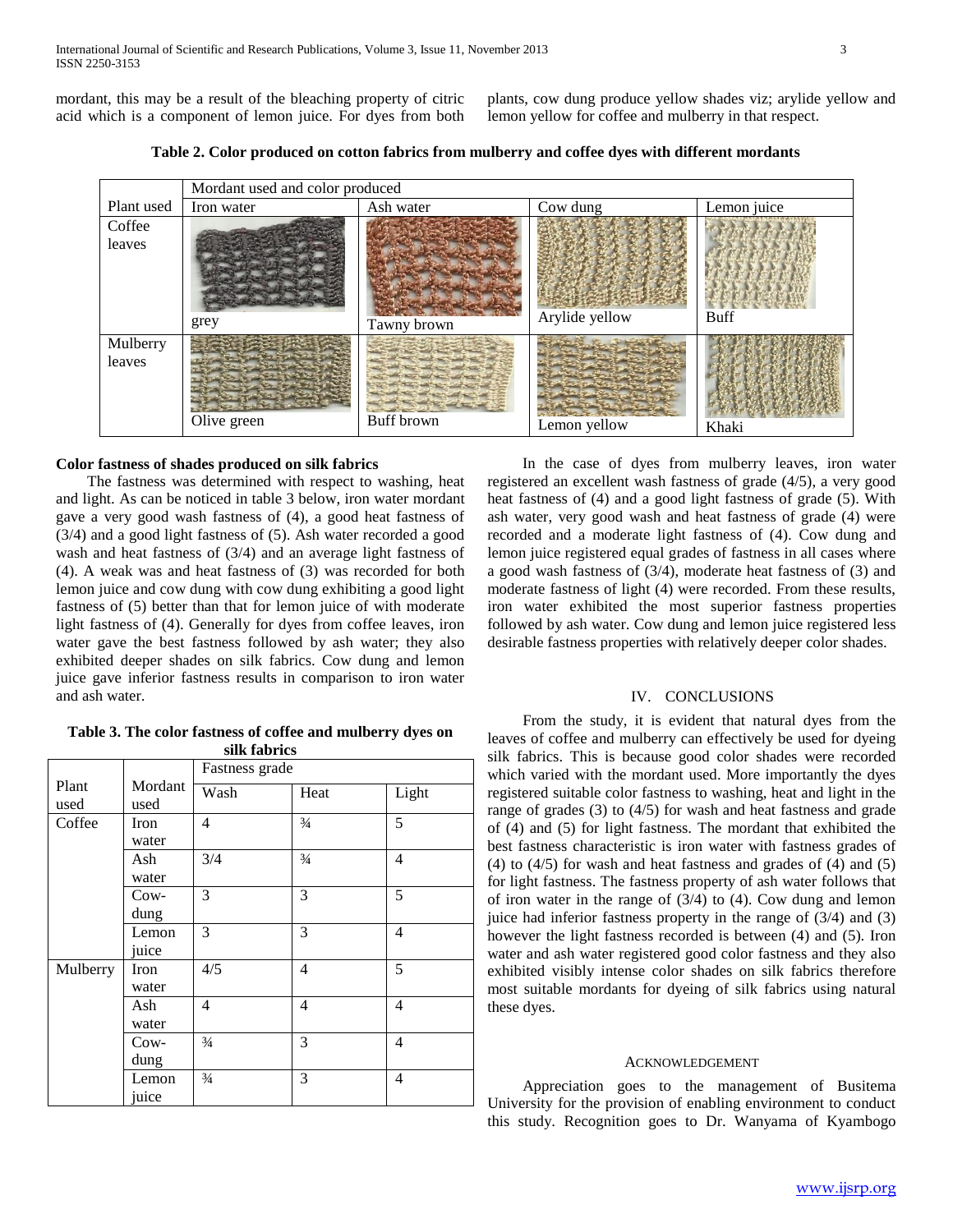mordant, this may be a result of the bleaching property of citric acid which is a component of lemon juice. For dyes from both plants, cow dung produce yellow shades viz; arylide yellow and lemon yellow for coffee and mulberry in that respect.

**Table 2. Color produced on cotton fabrics from mulberry and coffee dyes with different mordants**

| | Mordant used and color produced | | | |
|---|---|---|---|---|
| Plant used | Iron water | Ash water | Cow dung | Lemon juice |
| Coffee leaves | grey | Tawny brown | Arylide yellow | Buff |
| Mulberry leaves | Olive green | Buff brown | Lemon yellow | Khaki |

**Color fastness of shades produced on silk fabrics**

The fastness was determined with respect to washing, heat and light. As can be noticed in table 3 below, iron water mordant gave a very good wash fastness of (4), a good heat fastness of (3/4) and a good light fastness of (5). Ash water recorded a good wash and heat fastness of (3/4) and an average light fastness of (4). A weak was and heat fastness of (3) was recorded for both lemon juice and cow dung with cow dung exhibiting a good light fastness of (5) better than that for lemon juice of with moderate light fastness of (4). Generally for dyes from coffee leaves, iron water gave the best fastness followed by ash water; they also exhibited deeper shades on silk fabrics. Cow dung and lemon juice gave inferior fastness results in comparison to iron water and ash water.

**Table 3. The color fastness of coffee and mulberry dyes on silk fabrics**

| | | Fastness grade | | |
|---|---|---|---|---|
| Plant used | Mordant used | Wash | Heat | Light |
| Coffee | Iron water | 4 | ¾ | 5 |
| | Ash water | 3/4 | ¾ | 4 |
| | Cow-dung | 3 | 3 | 5 |
| | Lemon juice | 3 | 3 | 4 |
| Mulberry | Iron water | 4/5 | 4 | 5 |
| | Ash water | 4 | 4 | 4 |
| | Cow-dung | ¾ | 3 | 4 |
| | Lemon juice | ¾ | 3 | 4 |

In the case of dyes from mulberry leaves, iron water registered an excellent wash fastness of grade (4/5), a very good heat fastness of (4) and a good light fastness of grade (5). With ash water, very good wash and heat fastness of grade (4) were recorded and a moderate light fastness of (4). Cow dung and lemon juice registered equal grades of fastness in all cases where a good wash fastness of (3/4), moderate heat fastness of (3) and moderate fastness of light (4) were recorded. From these results, iron water exhibited the most superior fastness properties followed by ash water. Cow dung and lemon juice registered less desirable fastness properties with relatively deeper color shades.

## IV. Conclusions

From the study, it is evident that natural dyes from the leaves of coffee and mulberry can effectively be used for dyeing silk fabrics. This is because good color shades were recorded which varied with the mordant used. More importantly the dyes registered suitable color fastness to washing, heat and light in the range of grades (3) to (4/5) for wash and heat fastness and grade of (4) and (5) for light fastness. The mordant that exhibited the best fastness characteristic is iron water with fastness grades of (4) to (4/5) for wash and heat fastness and grades of (4) and (5) for light fastness. The fastness property of ash water follows that of iron water in the range of (3/4) to (4). Cow dung and lemon juice had inferior fastness property in the range of (3/4) and (3) however the light fastness recorded is between (4) and (5). Iron water and ash water registered good color fastness and they also exhibited visibly intense color shades on silk fabrics therefore most suitable mordants for dyeing of silk fabrics using natural these dyes.

## Acknowledgement

Appreciation goes to the management of Busitema University for the provision of enabling environment to conduct this study. Recognition goes to Dr. Wanyama of Kyambogo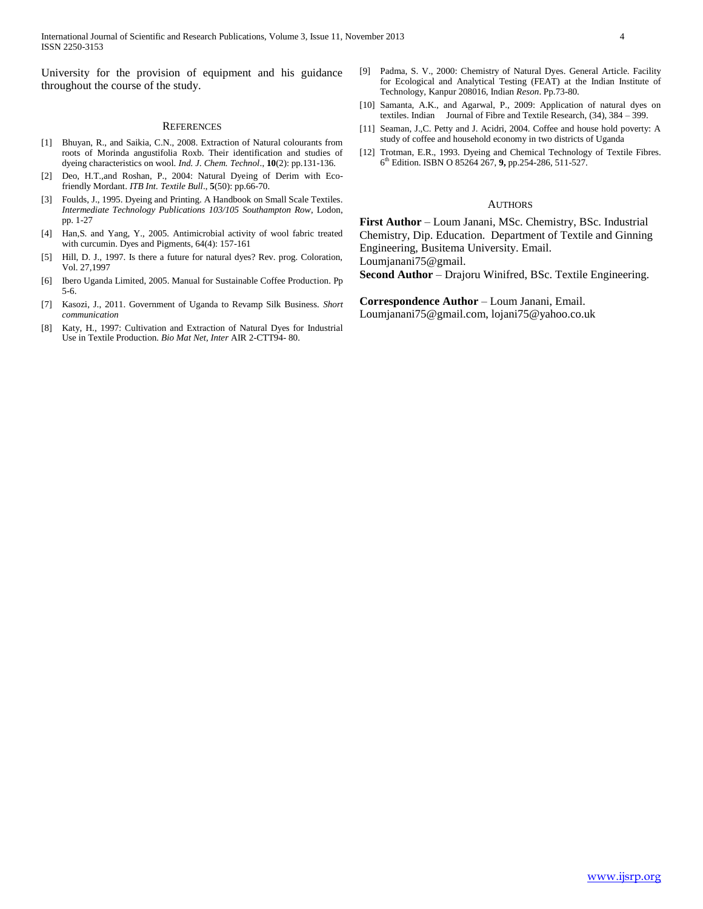University for the provision of equipment and his guidance throughout the course of the study.

## REFERENCES

[1] Bhuyan, R., and Saikia, C.N., 2008. Extraction of Natural colourants from roots of Morinda angustifolia Roxb. Their identification and studies of dyeing characteristics on wool. *Ind. J. Chem. Technol*., **10**(2): pp.131-136.

[2] Deo, H.T.,and Roshan, P., 2004: Natural Dyeing of Derim with Eco-friendly Mordant. *ITB Int. Textile Bull*., **5**(50): pp.66-70.

[3] Foulds, J., 1995. Dyeing and Printing. A Handbook on Small Scale Textiles. *Intermediate Technology Publications 103/105 Southampton Row*, Lodon, pp. 1-27

[4] Han,S. and Yang, Y., 2005. Antimicrobial activity of wool fabric treated with curcumin. Dyes and Pigments, 64(4): 157-161

[5] Hill, D. J., 1997. Is there a future for natural dyes? Rev. prog. Coloration, Vol. 27,1997

[6] Ibero Uganda Limited, 2005. Manual for Sustainable Coffee Production. Pp 5-6.

[7] Kasozi, J., 2011. Government of Uganda to Revamp Silk Business. *Short communication*

[8] Katy, H., 1997: Cultivation and Extraction of Natural Dyes for Industrial Use in Textile Production. *Bio Mat Net, Inter* AIR 2-CTT94- 80.

[9] Padma, S. V., 2000: Chemistry of Natural Dyes. General Article. Facility for Ecological and Analytical Testing (FEAT) at the Indian Institute of Technology, Kanpur 208016, Indian *Reson*. Pp.73-80.

[10] Samanta, A.K., and Agarwal, P., 2009: Application of natural dyes on textiles. Indian Journal of Fibre and Textile Research, (34), 384 – 399.

[11] Seaman, J.,C. Petty and J. Acidri, 2004. Coffee and house hold poverty: A study of coffee and household economy in two districts of Uganda

[12] Trotman, E.R., 1993. Dyeing and Chemical Technology of Textile Fibres. 6th Edition. ISBN O 85264 267, **9,** pp.254-286, 511-527.

## AUTHORS

**First Author** – Loum Janani, MSc. Chemistry, BSc. Industrial Chemistry, Dip. Education. Department of Textile and Ginning Engineering, Busitema University. Email. Loumjanani75@gmail.

**Second Author** – Drajoru Winifred, BSc. Textile Engineering.

**Correspondence Author** – Loum Janani, Email. Loumjanani75@gmail.com, lojani75@yahoo.co.uk